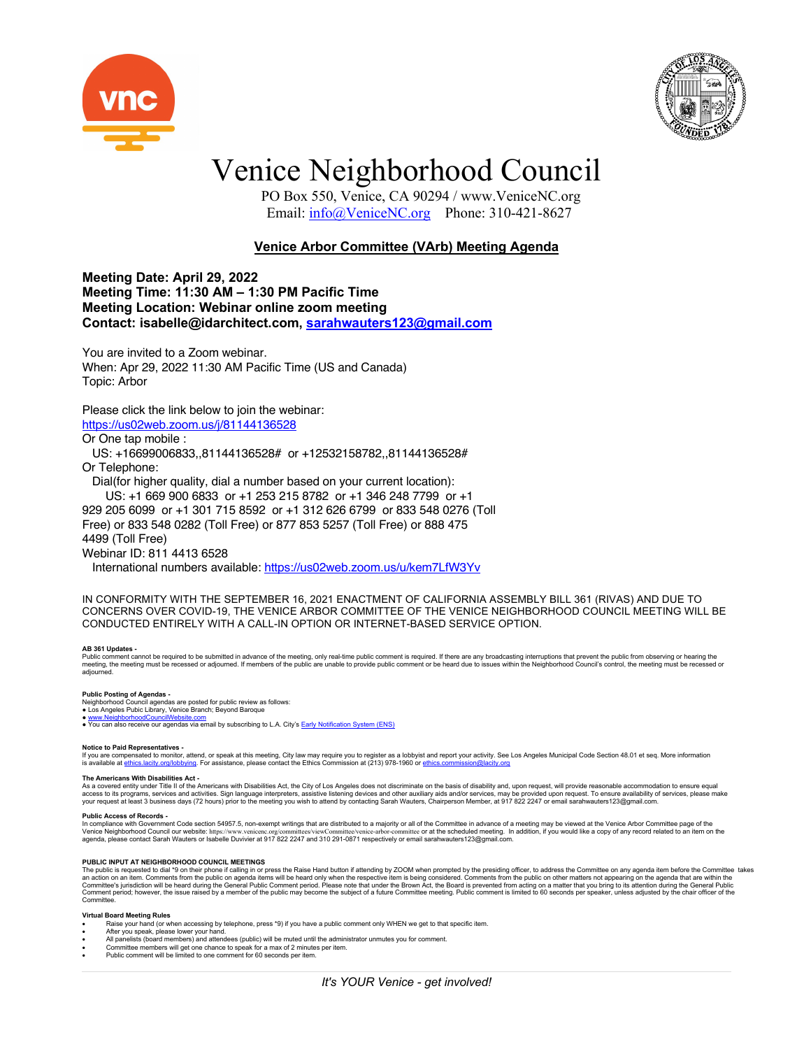# Venice Neighborhood Council

PO Box 550, Venice, CA 90294 / www.VeniceNC.org
Email: info@VeniceNC.org   Phone: 310-421-8627

## Venice Arbor Committee (VArb) Meeting Agenda

**Meeting Date: April 29, 2022**
**Meeting Time: 11:30 AM – 1:30 PM Pacific Time**
**Meeting Location: Webinar online zoom meeting**
**Contact: isabelle@idarchitect.com, sarahwauters123@gmail.com**

You are invited to a Zoom webinar.
When: Apr 29, 2022 11:30 AM Pacific Time (US and Canada)
Topic: Arbor

Please click the link below to join the webinar:
https://us02web.zoom.us/j/81144136528
Or One tap mobile :
US: +16699006833,,81144136528# or +12532158782,,81144136528#
Or Telephone:
Dial(for higher quality, dial a number based on your current location):
US: +1 669 900 6833 or +1 253 215 8782 or +1 346 248 7799 or +1 929 205 6099 or +1 301 715 8592 or +1 312 626 6799 or 833 548 0276 (Toll Free) or 833 548 0282 (Toll Free) or 877 853 5257 (Toll Free) or 888 475 4499 (Toll Free)
Webinar ID: 811 4413 6528
International numbers available: https://us02web.zoom.us/u/kem7LfW3Yv

IN CONFORMITY WITH THE SEPTEMBER 16, 2021 ENACTMENT OF CALIFORNIA ASSEMBLY BILL 361 (RIVAS) AND DUE TO CONCERNS OVER COVID-19, THE VENICE ARBOR COMMITTEE OF THE VENICE NEIGHBORHOOD COUNCIL MEETING WILL BE CONDUCTED ENTIRELY WITH A CALL-IN OPTION OR INTERNET-BASED SERVICE OPTION.

**AB 361 Updates -**
Public comment cannot be required to be submitted in advance of the meeting, only real-time public comment is required. If there are any broadcasting interruptions that prevent the public from observing or hearing the meeting, the meeting must be recessed or adjourned. If members of the public are unable to provide public comment or be heard due to issues within the Neighborhood Council's control, the meeting must be recessed or adjourned.

**Public Posting of Agendas -**
Neighborhood Council agendas are posted for public review as follows:
- Los Angeles Pubic Library, Venice Branch; Beyond Baroque
- www.NeighborhoodCouncilWebsite.com
- You can also receive our agendas via email by subscribing to L.A. City's Early Notification System (ENS)

**Notice to Paid Representatives -**
If you are compensated to monitor, attend, or speak at this meeting, City law may require you to register as a lobbyist and report your activity. See Los Angeles Municipal Code Section 48.01 et seq. More information is available at ethics.lacity.org/lobbying. For assistance, please contact the Ethics Commission at (213) 978-1960 or ethics.commission@lacity.org

**The Americans With Disabilities Act -**
As a covered entity under Title II of the Americans with Disabilities Act, the City of Los Angeles does not discriminate on the basis of disability and, upon request, will provide reasonable accommodation to ensure equal access to its programs, services and activities. Sign language interpreters, assistive listening devices and other auxiliary aids and/or services, may be provided upon request. To ensure availability of services, please make your request at least 3 business days (72 hours) prior to the meeting you wish to attend by contacting Sarah Wauters, Chairperson Member, at 917 822 2247 or email sarahwauters123@gmail.com.

**Public Access of Records -**
In compliance with Government Code section 54957.5, non-exempt writings that are distributed to a majority or all of the Committee in advance of a meeting may be viewed at the Venice Arbor Committee page of the Venice Neighborhood Council our website: https://www.venicenc.org/committees/viewCommittee/venice-arbor-committee or at the scheduled meeting. In addition, if you would like a copy of any record related to an item on the agenda, please contact Sarah Wauters or Isabelle Duvivier at 917 822 2247 and 310 291-0871 respectively or email sarahwauters123@gmail.com.

**PUBLIC INPUT AT NEIGHBORHOOD COUNCIL MEETINGS**
The public is requested to dial *9 on their phone if calling in or press the Raise Hand button if attending by ZOOM when prompted by the presiding officer, to address the Committee on any agenda item before the Committee takes an action on an item. Comments from the public on agenda items will be heard only when the respective item is being considered. Comments from the public on other matters not appearing on the agenda that are within the Committee's jurisdiction will be heard during the General Public Comment period. Please note that under the Brown Act, the Board is prevented from acting on a matter that you bring to its attention during the General Public Comment period; however, the issue raised by a member of the public may become the subject of a future Committee meeting. Public comment is limited to 60 seconds per speaker, unless adjusted by the chair officer of the Committee.

**Virtual Board Meeting Rules**
- Raise your hand (or when accessing by telephone, press *9) if you have a public comment only WHEN we get to that specific item.
- After you speak, please lower your hand.
- All panelists (board members) and attendees (public) will be muted until the administrator unmutes you for comment.
- Committee members will get one chance to speak for a max of 2 minutes per item.
- Public comment will be limited to one comment for 60 seconds per item.

*It's YOUR Venice - get involved!*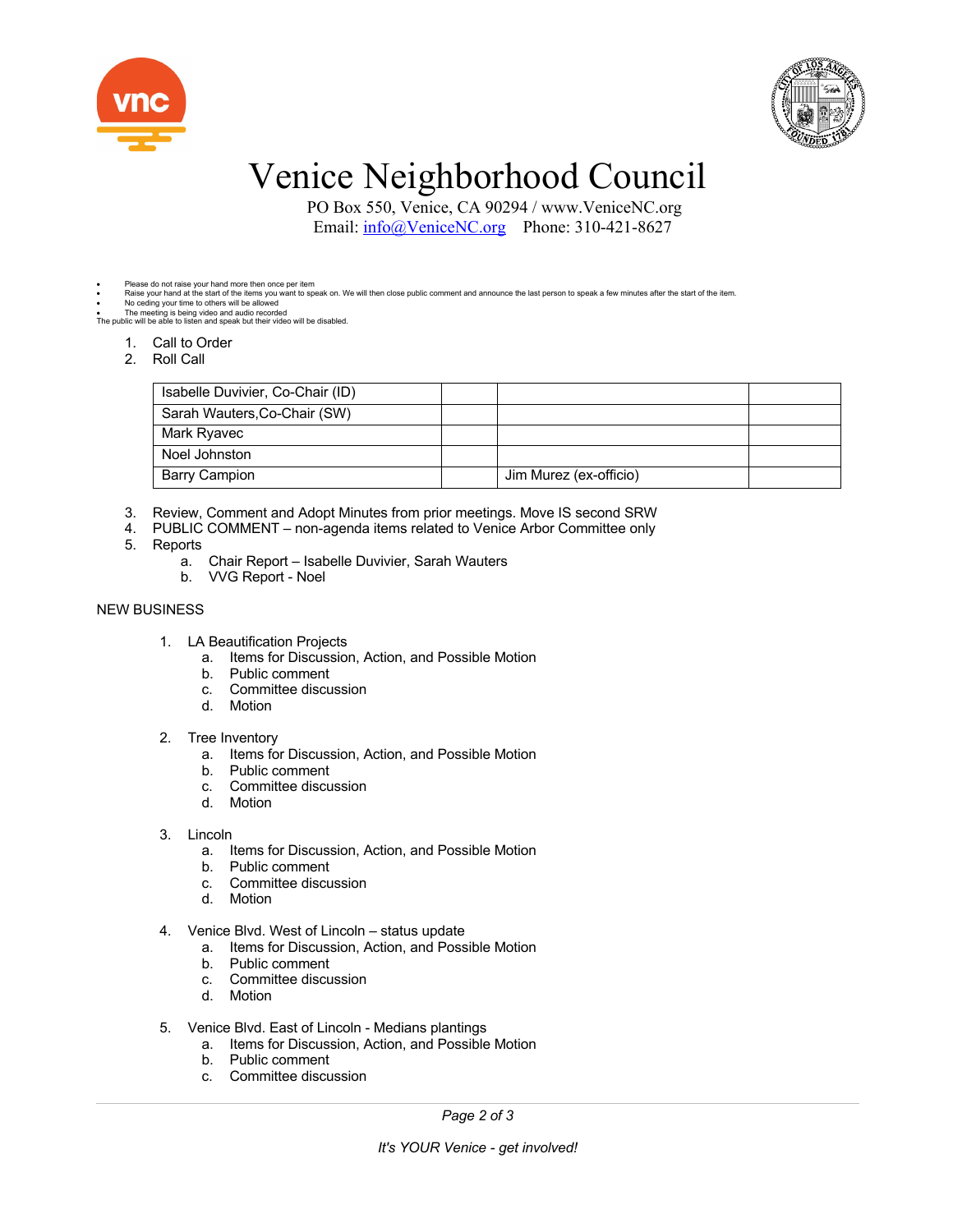# Venice Neighborhood Council

PO Box 550, Venice, CA 90294 / www.VeniceNC.org
Email: info@VeniceNC.org Phone: 310-421-8627

- Please do not raise your hand more then once per item
- Raise your hand at the start of the items you want to speak on. We will then close public comment and announce the last person to speak a few minutes after the start of the item.
- No ceding your time to others will be allowed
- The meeting is being video and audio recorded

The public will be able to listen and speak but their video will be disabled.

1. Call to Order
2. Roll Call

| Isabelle Duvivier, Co-Chair (ID) | | | |
|---|---|---|---|
| Sarah Wauters,Co-Chair (SW) | | | |
| Mark Ryavec | | | |
| Noel Johnston | | | |
| Barry Campion | | Jim Murez (ex-officio) | |

3. Review, Comment and Adopt Minutes from prior meetings. Move IS second SRW
4. PUBLIC COMMENT – non-agenda items related to Venice Arbor Committee only
5. Reports
   a. Chair Report – Isabelle Duvivier, Sarah Wauters
   b. VVG Report - Noel

NEW BUSINESS

1. LA Beautification Projects
   a. Items for Discussion, Action, and Possible Motion
   b. Public comment
   c. Committee discussion
   d. Motion

2. Tree Inventory
   a. Items for Discussion, Action, and Possible Motion
   b. Public comment
   c. Committee discussion
   d. Motion

3. Lincoln
   a. Items for Discussion, Action, and Possible Motion
   b. Public comment
   c. Committee discussion
   d. Motion

4. Venice Blvd. West of Lincoln – status update
   a. Items for Discussion, Action, and Possible Motion
   b. Public comment
   c. Committee discussion
   d. Motion

5. Venice Blvd. East of Lincoln - Medians plantings
   a. Items for Discussion, Action, and Possible Motion
   b. Public comment
   c. Committee discussion

*It's YOUR Venice - get involved!*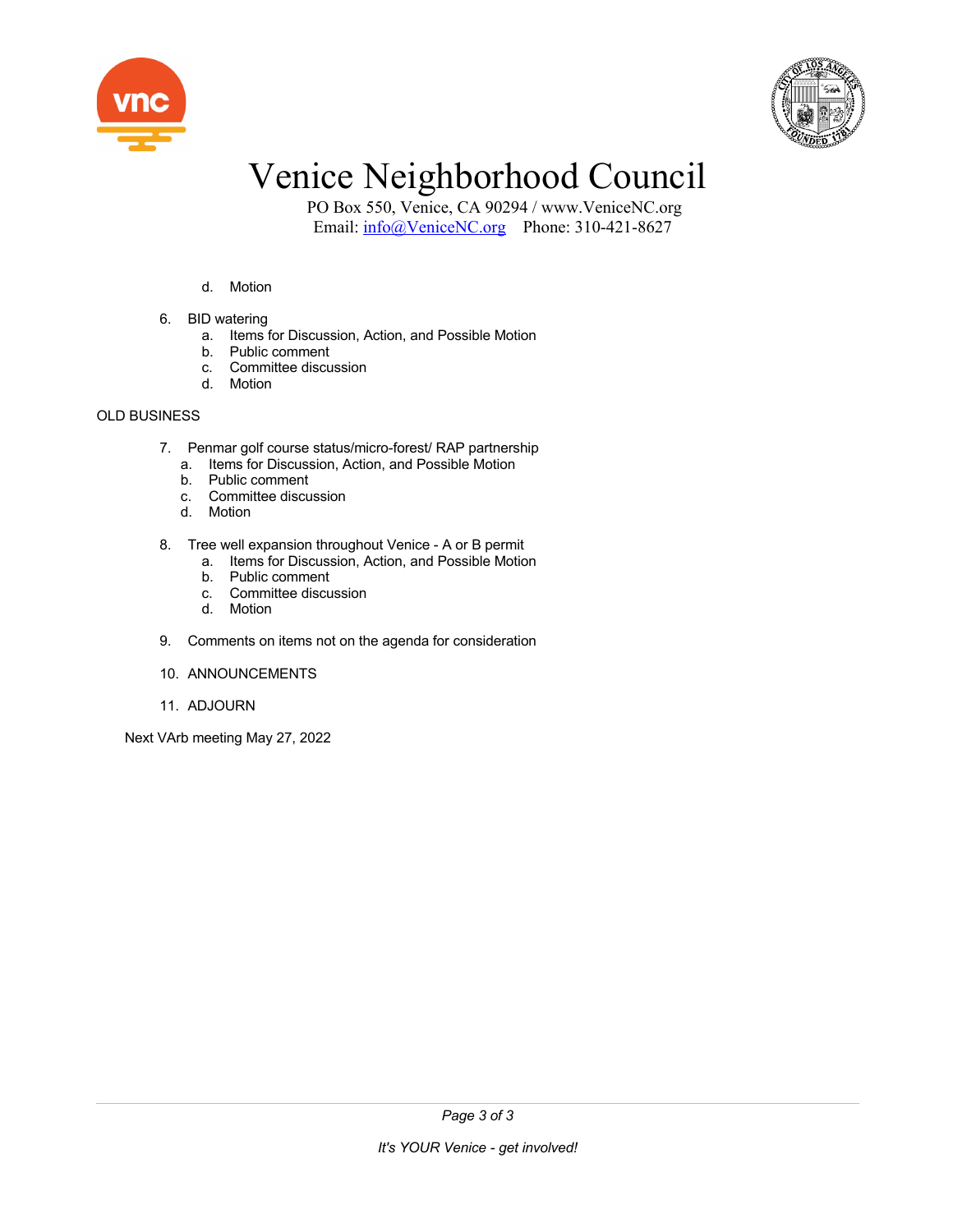# Venice Neighborhood Council

PO Box 550, Venice, CA 90294 / www.VeniceNC.org
Email: info@VeniceNC.org Phone: 310-421-8627

d. Motion

6. BID watering
   a. Items for Discussion, Action, and Possible Motion
   b. Public comment
   c. Committee discussion
   d. Motion

OLD BUSINESS

7. Penmar golf course status/micro-forest/ RAP partnership
   a. Items for Discussion, Action, and Possible Motion
   b. Public comment
   c. Committee discussion
   d. Motion

8. Tree well expansion throughout Venice - A or B permit
   a. Items for Discussion, Action, and Possible Motion
   b. Public comment
   c. Committee discussion
   d. Motion

9. Comments on items not on the agenda for consideration

10. ANNOUNCEMENTS

11. ADJOURN

Next VArb meeting May 27, 2022

*It's YOUR Venice - get involved!*